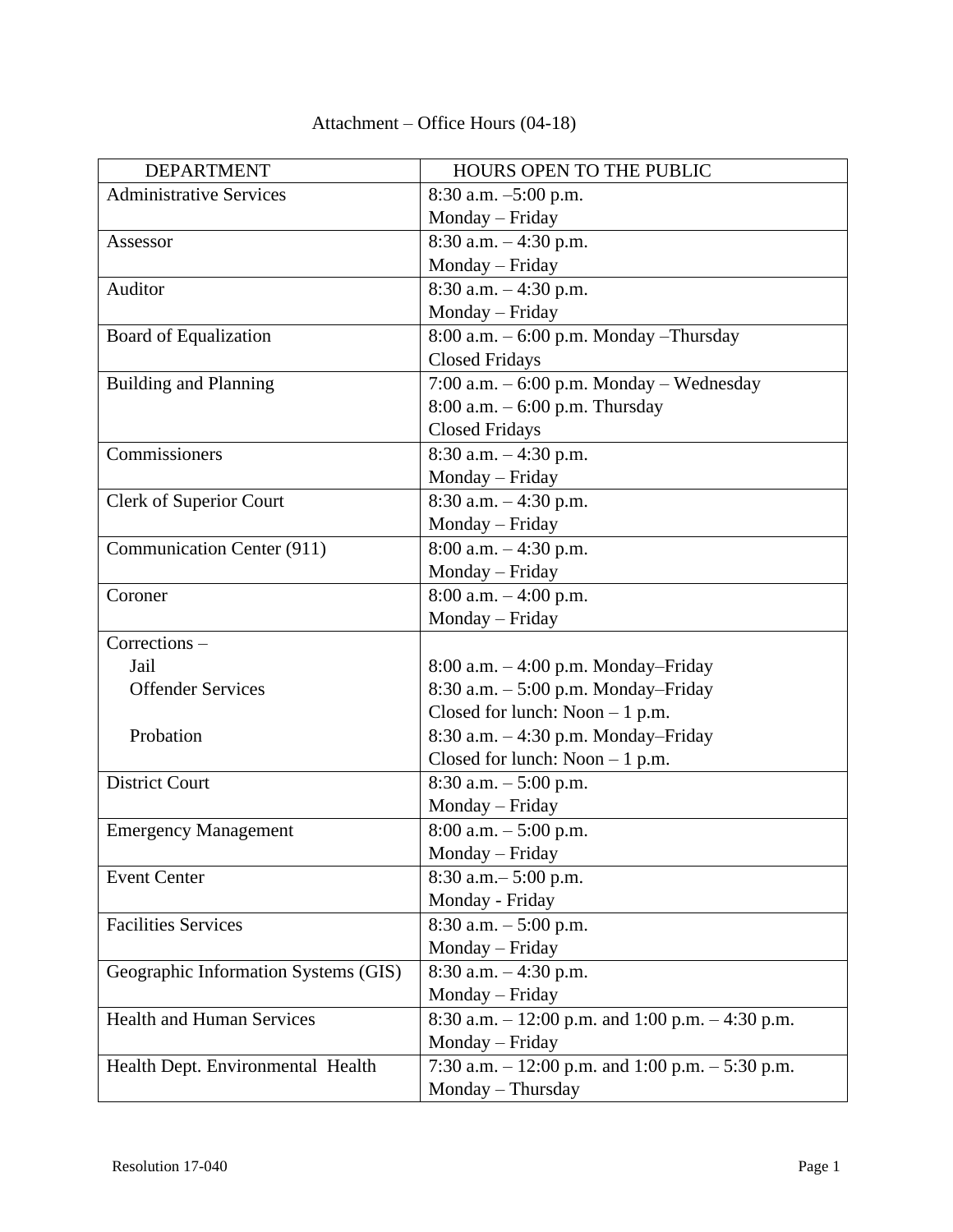Attachment – Office Hours (04-18)

| DEPARTMENT | HOURS OPEN TO THE PUBLIC |
|---|---|
| Administrative Services | 8:30 a.m. –5:00 p.m.<br>Monday – Friday |
| Assessor | 8:30 a.m. – 4:30 p.m.<br>Monday – Friday |
| Auditor | 8:30 a.m. – 4:30 p.m.<br>Monday – Friday |
| Board of Equalization | 8:00 a.m. – 6:00 p.m. Monday –Thursday<br>Closed Fridays |
| Building and Planning | 7:00 a.m. – 6:00 p.m. Monday – Wednesday<br>8:00 a.m. – 6:00 p.m. Thursday<br>Closed Fridays |
| Commissioners | 8:30 a.m. – 4:30 p.m.<br>Monday – Friday |
| Clerk of Superior Court | 8:30 a.m. – 4:30 p.m.<br>Monday – Friday |
| Communication Center (911) | 8:00 a.m. – 4:30 p.m.<br>Monday – Friday |
| Coroner | 8:00 a.m. – 4:00 p.m.<br>Monday – Friday |
| Corrections –<br>Jail<br>Offender Services<br><br>Probation | <br>8:00 a.m. – 4:00 p.m. Monday–Friday<br>8:30 a.m. – 5:00 p.m. Monday–Friday<br>Closed for lunch: Noon – 1 p.m.<br>8:30 a.m. – 4:30 p.m. Monday–Friday<br>Closed for lunch: Noon – 1 p.m. |
| District Court | 8:30 a.m. – 5:00 p.m.<br>Monday – Friday |
| Emergency Management | 8:00 a.m. – 5:00 p.m.<br>Monday – Friday |
| Event Center | 8:30 a.m.– 5:00 p.m.<br>Monday - Friday |
| Facilities Services | 8:30 a.m. – 5:00 p.m.<br>Monday – Friday |
| Geographic Information Systems (GIS) | 8:30 a.m. – 4:30 p.m.<br>Monday – Friday |
| Health and Human Services | 8:30 a.m. – 12:00 p.m. and 1:00 p.m. – 4:30 p.m.<br>Monday – Friday |
| Health Dept. Environmental Health | 7:30 a.m. – 12:00 p.m. and 1:00 p.m. – 5:30 p.m.<br>Monday – Thursday |

Resolution 17-040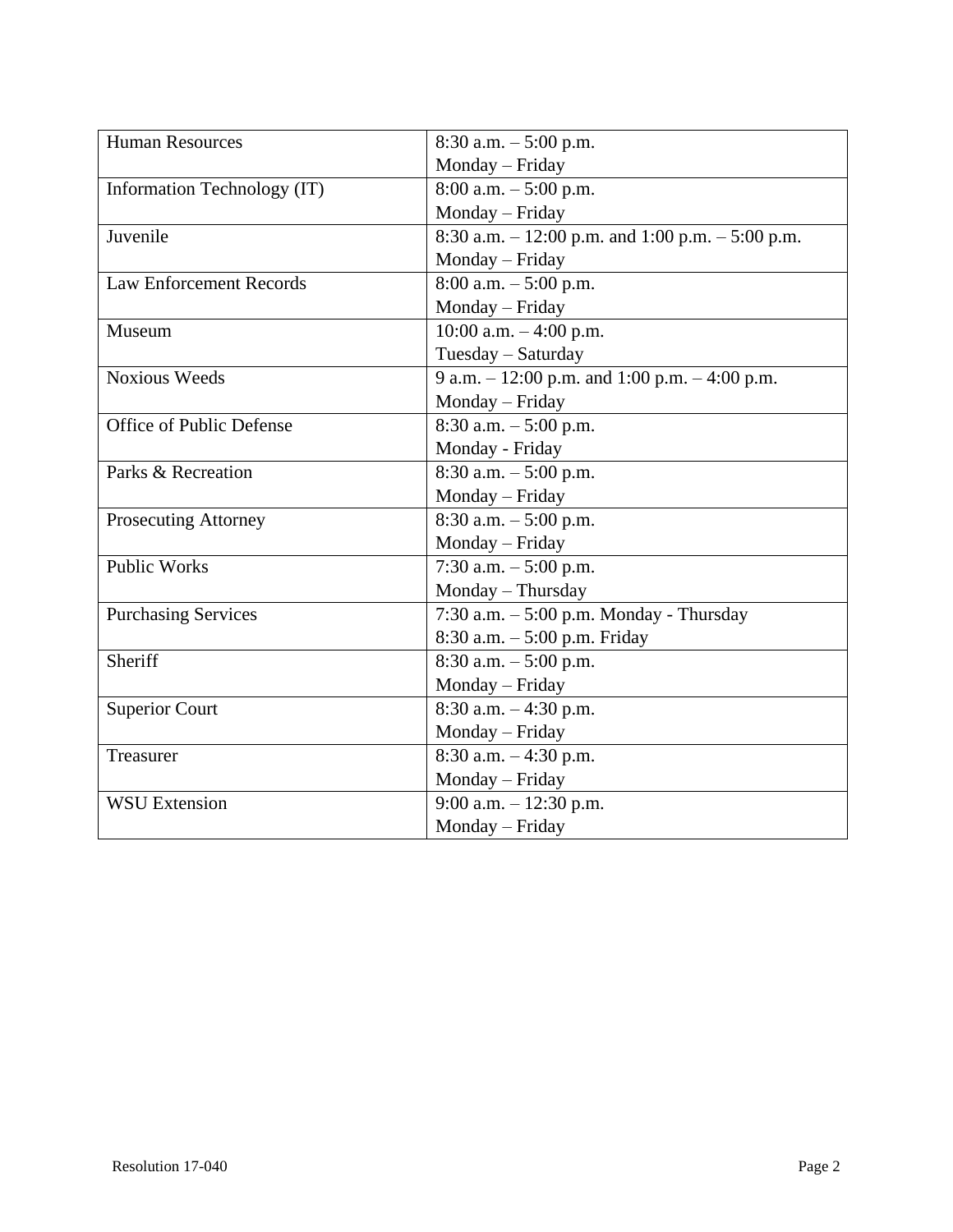| | |
|---|---|
| Human Resources | 8:30 a.m. – 5:00 p.m.<br>Monday – Friday |
| Information Technology (IT) | 8:00 a.m. – 5:00 p.m.<br>Monday – Friday |
| Juvenile | 8:30 a.m. – 12:00 p.m. and 1:00 p.m. – 5:00 p.m.<br>Monday – Friday |
| Law Enforcement Records | 8:00 a.m. – 5:00 p.m.<br>Monday – Friday |
| Museum | 10:00 a.m. – 4:00 p.m.<br>Tuesday – Saturday |
| Noxious Weeds | 9 a.m. – 12:00 p.m. and 1:00 p.m. – 4:00 p.m.<br>Monday – Friday |
| Office of Public Defense | 8:30 a.m. – 5:00 p.m.<br>Monday - Friday |
| Parks & Recreation | 8:30 a.m. – 5:00 p.m.<br>Monday – Friday |
| Prosecuting Attorney | 8:30 a.m. – 5:00 p.m.<br>Monday – Friday |
| Public Works | 7:30 a.m. – 5:00 p.m.<br>Monday – Thursday |
| Purchasing Services | 7:30 a.m. – 5:00 p.m. Monday - Thursday<br>8:30 a.m. – 5:00 p.m. Friday |
| Sheriff | 8:30 a.m. – 5:00 p.m.<br>Monday – Friday |
| Superior Court | 8:30 a.m. – 4:30 p.m.<br>Monday – Friday |
| Treasurer | 8:30 a.m. – 4:30 p.m.<br>Monday – Friday |
| WSU Extension | 9:00 a.m. – 12:30 p.m.<br>Monday – Friday |